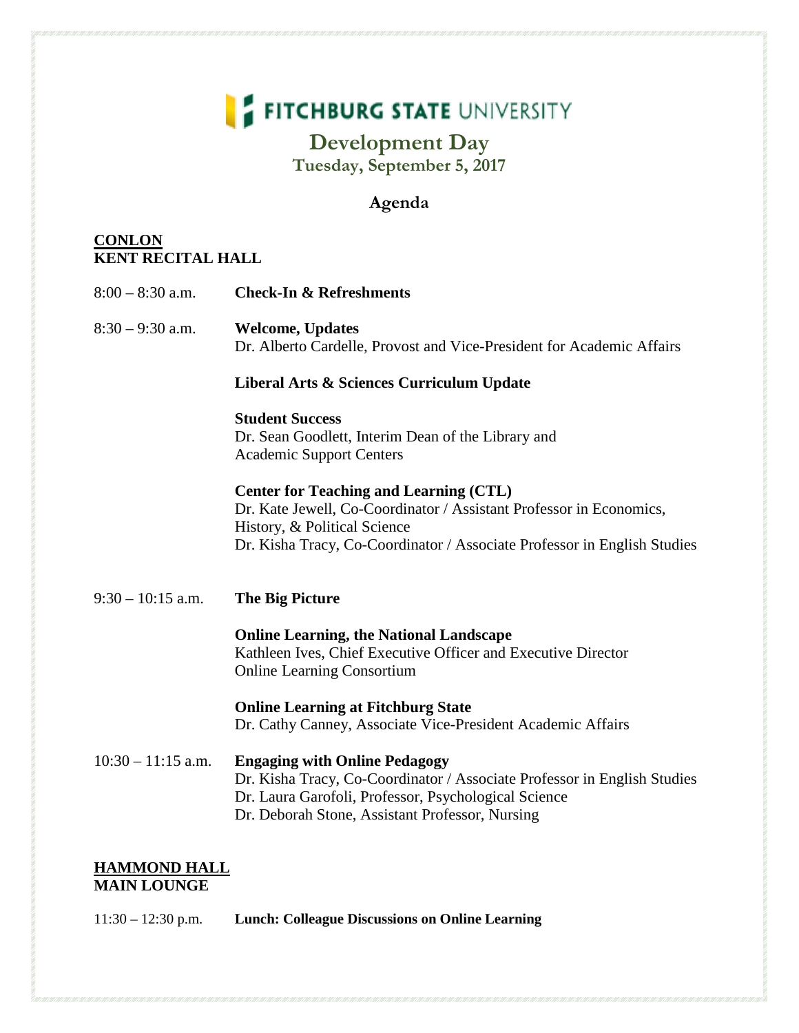# FITCHBURG STATE UNIVERSITY

## Development Day

### Tuesday, September 5, 2017

### Agenda

**CONLON**
**KENT RECITAL HALL**

8:00 – 8:30 a.m. **Check-In & Refreshments**

8:30 – 9:30 a.m. **Welcome, Updates**
Dr. Alberto Cardelle, Provost and Vice-President for Academic Affairs

**Liberal Arts & Sciences Curriculum Update**

**Student Success**
Dr. Sean Goodlett, Interim Dean of the Library and Academic Support Centers

**Center for Teaching and Learning (CTL)**
Dr. Kate Jewell, Co-Coordinator / Assistant Professor in Economics, History, & Political Science
Dr. Kisha Tracy, Co-Coordinator / Associate Professor in English Studies

9:30 – 10:15 a.m. **The Big Picture**

**Online Learning, the National Landscape**
Kathleen Ives, Chief Executive Officer and Executive Director Online Learning Consortium

**Online Learning at Fitchburg State**
Dr. Cathy Canney, Associate Vice-President Academic Affairs

10:30 – 11:15 a.m. **Engaging with Online Pedagogy**
Dr. Kisha Tracy, Co-Coordinator / Associate Professor in English Studies
Dr. Laura Garofoli, Professor, Psychological Science
Dr. Deborah Stone, Assistant Professor, Nursing

**HAMMOND HALL**
**MAIN LOUNGE**

11:30 – 12:30 p.m. **Lunch: Colleague Discussions on Online Learning**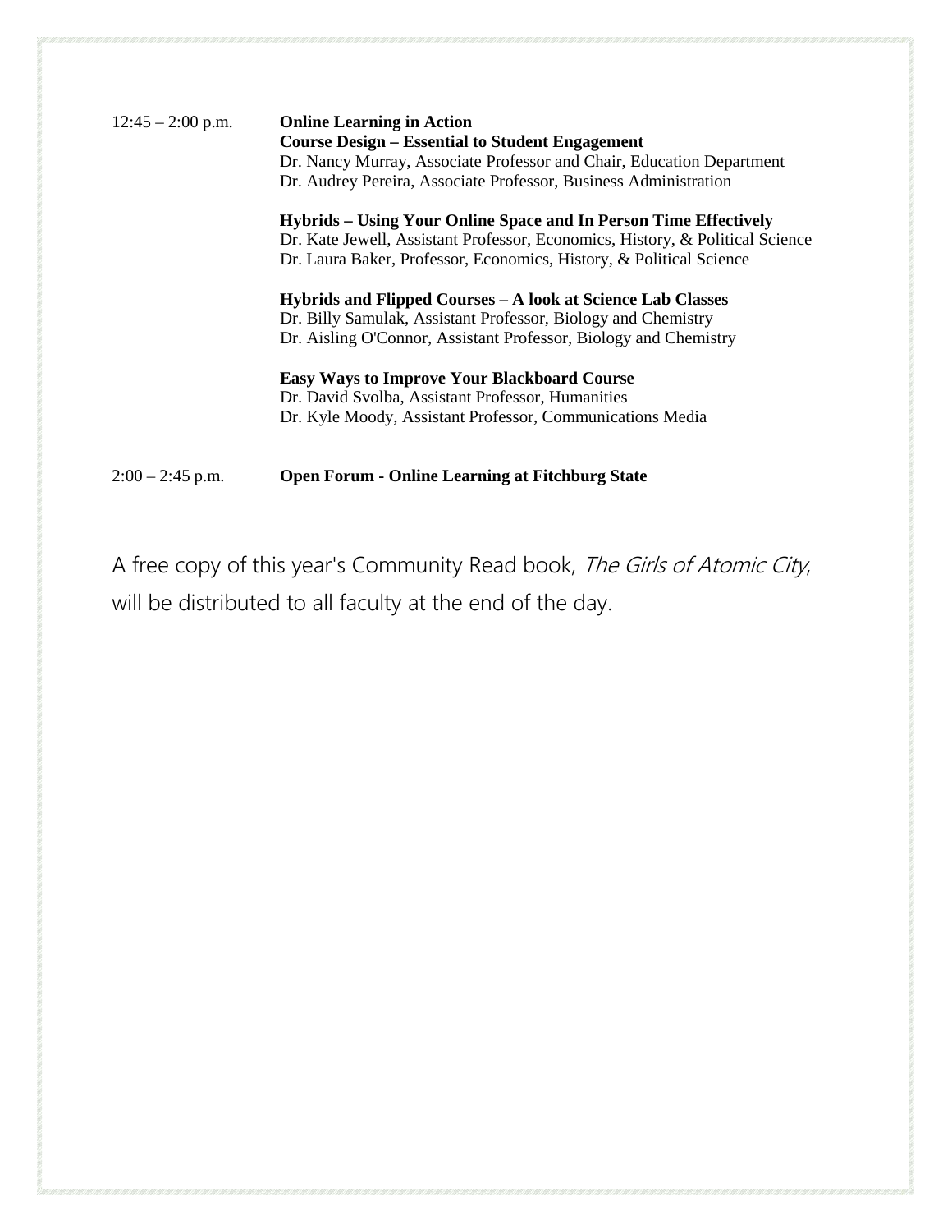12:45 – 2:00 p.m. **Online Learning in Action**

**Course Design – Essential to Student Engagement**
Dr. Nancy Murray, Associate Professor and Chair, Education Department
Dr. Audrey Pereira, Associate Professor, Business Administration

**Hybrids – Using Your Online Space and In Person Time Effectively**
Dr. Kate Jewell, Assistant Professor, Economics, History, & Political Science
Dr. Laura Baker, Professor, Economics, History, & Political Science

**Hybrids and Flipped Courses – A look at Science Lab Classes**
Dr. Billy Samulak, Assistant Professor, Biology and Chemistry
Dr. Aisling O'Connor, Assistant Professor, Biology and Chemistry

**Easy Ways to Improve Your Blackboard Course**
Dr. David Svolba, Assistant Professor, Humanities
Dr. Kyle Moody, Assistant Professor, Communications Media

2:00 – 2:45 p.m. **Open Forum - Online Learning at Fitchburg State**

A free copy of this year's Community Read book, *The Girls of Atomic City*, will be distributed to all faculty at the end of the day.